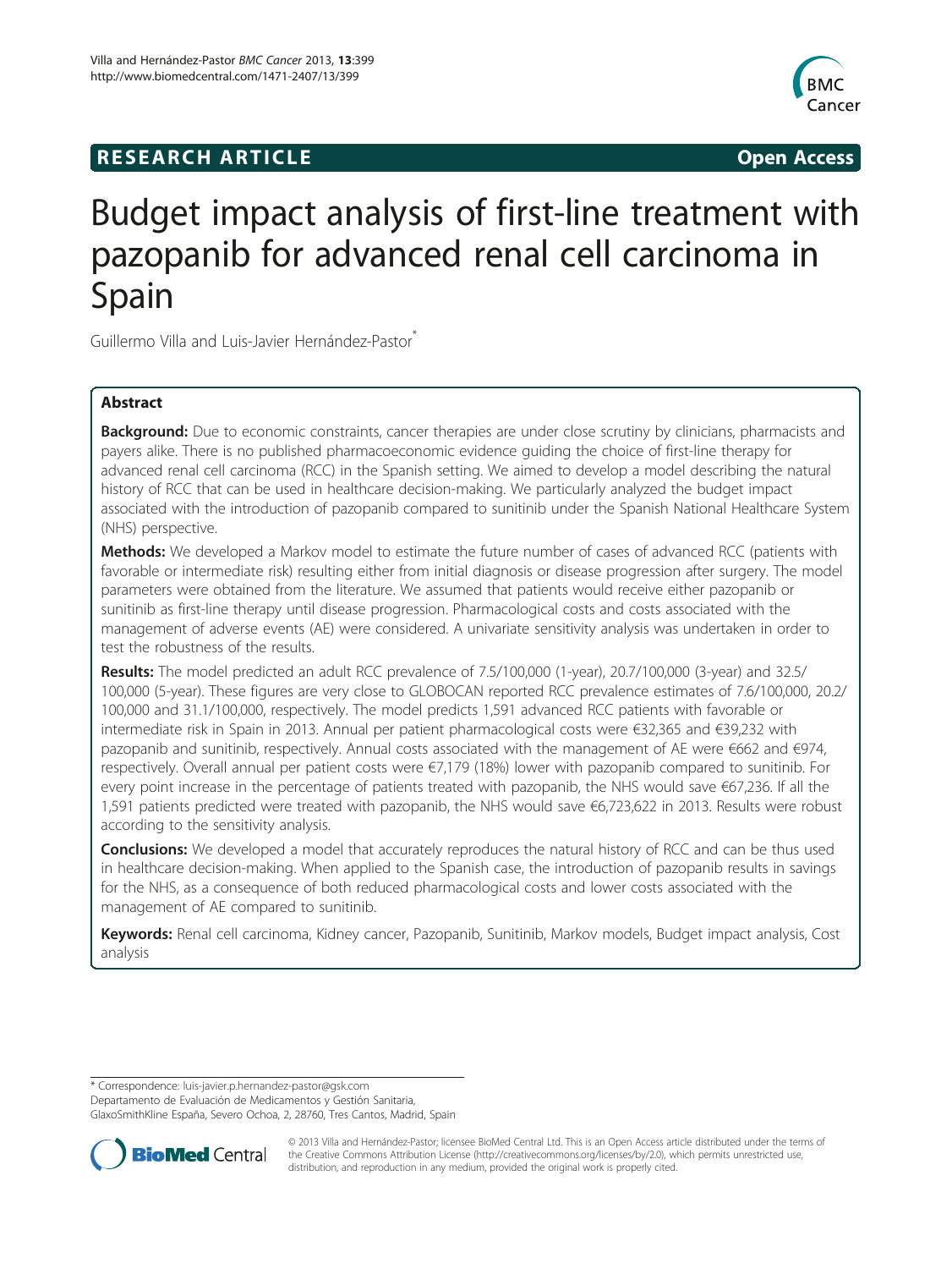RESEARCH ARTICLE Open Access

# Budget impact analysis of first-line treatment with pazopanib for advanced renal cell carcinoma in Spain

Guillermo Villa and Luis-Javier Hernández-Pastor*

## Abstract

**Background:** Due to economic constraints, cancer therapies are under close scrutiny by clinicians, pharmacists and payers alike. There is no published pharmacoeconomic evidence guiding the choice of first-line therapy for advanced renal cell carcinoma (RCC) in the Spanish setting. We aimed to develop a model describing the natural history of RCC that can be used in healthcare decision-making. We particularly analyzed the budget impact associated with the introduction of pazopanib compared to sunitinib under the Spanish National Healthcare System (NHS) perspective.

**Methods:** We developed a Markov model to estimate the future number of cases of advanced RCC (patients with favorable or intermediate risk) resulting either from initial diagnosis or disease progression after surgery. The model parameters were obtained from the literature. We assumed that patients would receive either pazopanib or sunitinib as first-line therapy until disease progression. Pharmacological costs and costs associated with the management of adverse events (AE) were considered. A univariate sensitivity analysis was undertaken in order to test the robustness of the results.

**Results:** The model predicted an adult RCC prevalence of 7.5/100,000 (1-year), 20.7/100,000 (3-year) and 32.5/100,000 (5-year). These figures are very close to GLOBOCAN reported RCC prevalence estimates of 7.6/100,000, 20.2/100,000 and 31.1/100,000, respectively. The model predicts 1,591 advanced RCC patients with favorable or intermediate risk in Spain in 2013. Annual per patient pharmacological costs were €32,365 and €39,232 with pazopanib and sunitinib, respectively. Annual costs associated with the management of AE were €662 and €974, respectively. Overall annual per patient costs were €7,179 (18%) lower with pazopanib compared to sunitinib. For every point increase in the percentage of patients treated with pazopanib, the NHS would save €67,236. If all the 1,591 patients predicted were treated with pazopanib, the NHS would save €6,723,622 in 2013. Results were robust according to the sensitivity analysis.

**Conclusions:** We developed a model that accurately reproduces the natural history of RCC and can be thus used in healthcare decision-making. When applied to the Spanish case, the introduction of pazopanib results in savings for the NHS, as a consequence of both reduced pharmacological costs and lower costs associated with the management of AE compared to sunitinib.

**Keywords:** Renal cell carcinoma, Kidney cancer, Pazopanib, Sunitinib, Markov models, Budget impact analysis, Cost analysis

---

* Correspondence: luis-javier.p.hernandez-pastor@gsk.com
Departamento de Evaluación de Medicamentos y Gestión Sanitaria, GlaxoSmithKline España, Severo Ochoa, 2, 28760, Tres Cantos, Madrid, Spain

© 2013 Villa and Hernández-Pastor; licensee BioMed Central Ltd. This is an Open Access article distributed under the terms of the Creative Commons Attribution License (http://creativecommons.org/licenses/by/2.0), which permits unrestricted use, distribution, and reproduction in any medium, provided the original work is properly cited.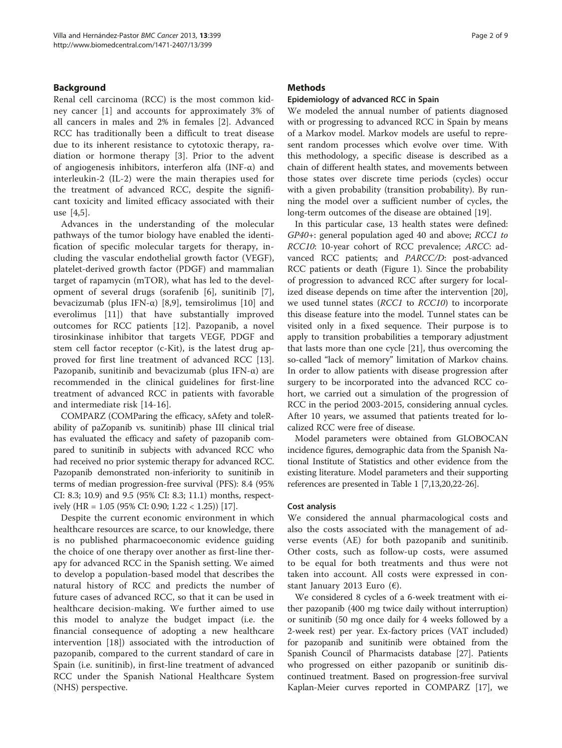## Background

Renal cell carcinoma (RCC) is the most common kidney cancer [1] and accounts for approximately 3% of all cancers in males and 2% in females [2]. Advanced RCC has traditionally been a difficult to treat disease due to its inherent resistance to cytotoxic therapy, radiation or hormone therapy [3]. Prior to the advent of angiogenesis inhibitors, interferon alfa (INF-α) and interleukin-2 (IL-2) were the main therapies used for the treatment of advanced RCC, despite the significant toxicity and limited efficacy associated with their use [4,5].

Advances in the understanding of the molecular pathways of the tumor biology have enabled the identification of specific molecular targets for therapy, including the vascular endothelial growth factor (VEGF), platelet-derived growth factor (PDGF) and mammalian target of rapamycin (mTOR), what has led to the development of several drugs (sorafenib [6], sunitinib [7], bevacizumab (plus IFN-α) [8,9], temsirolimus [10] and everolimus [11]) that have substantially improved outcomes for RCC patients [12]. Pazopanib, a novel tirosinkinase inhibitor that targets VEGF, PDGF and stem cell factor receptor (c-Kit), is the latest drug approved for first line treatment of advanced RCC [13]. Pazopanib, sunitinib and bevacizumab (plus IFN-α) are recommended in the clinical guidelines for first-line treatment of advanced RCC in patients with favorable and intermediate risk [14-16].

COMPARZ (COMParing the efficacy, sAfety and toleRability of paZopanib vs. sunitinib) phase III clinical trial has evaluated the efficacy and safety of pazopanib compared to sunitinib in subjects with advanced RCC who had received no prior systemic therapy for advanced RCC. Pazopanib demonstrated non-inferiority to sunitinib in terms of median progression-free survival (PFS): 8.4 (95% CI: 8.3; 10.9) and 9.5 (95% CI: 8.3; 11.1) months, respectively (HR = 1.05 (95% CI: 0.90; 1.22 < 1.25)) [17].

Despite the current economic environment in which healthcare resources are scarce, to our knowledge, there is no published pharmacoeconomic evidence guiding the choice of one therapy over another as first-line therapy for advanced RCC in the Spanish setting. We aimed to develop a population-based model that describes the natural history of RCC and predicts the number of future cases of advanced RCC, so that it can be used in healthcare decision-making. We further aimed to use this model to analyze the budget impact (i.e. the financial consequence of adopting a new healthcare intervention [18]) associated with the introduction of pazopanib, compared to the current standard of care in Spain (i.e. sunitinib), in first-line treatment of advanced RCC under the Spanish National Healthcare System (NHS) perspective.

## Methods

### Epidemiology of advanced RCC in Spain

We modeled the annual number of patients diagnosed with or progressing to advanced RCC in Spain by means of a Markov model. Markov models are useful to represent random processes which evolve over time. With this methodology, a specific disease is described as a chain of different health states, and movements between those states over discrete time periods (cycles) occur with a given probability (transition probability). By running the model over a sufficient number of cycles, the long-term outcomes of the disease are obtained [19].

In this particular case, 13 health states were defined: *GP40+*: general population aged 40 and above; *RCC1 to RCC10*: 10-year cohort of RCC prevalence; *ARCC*: advanced RCC patients; and *PARCC/D*: post-advanced RCC patients or death (Figure 1). Since the probability of progression to advanced RCC after surgery for localized disease depends on time after the intervention [20], we used tunnel states (*RCC1* to *RCC10*) to incorporate this disease feature into the model. Tunnel states can be visited only in a fixed sequence. Their purpose is to apply to transition probabilities a temporary adjustment that lasts more than one cycle [21], thus overcoming the so-called "lack of memory" limitation of Markov chains. In order to allow patients with disease progression after surgery to be incorporated into the advanced RCC cohort, we carried out a simulation of the progression of RCC in the period 2003-2015, considering annual cycles. After 10 years, we assumed that patients treated for localized RCC were free of disease.

Model parameters were obtained from GLOBOCAN incidence figures, demographic data from the Spanish National Institute of Statistics and other evidence from the existing literature. Model parameters and their supporting references are presented in Table 1 [7,13,20,22-26].

### Cost analysis

We considered the annual pharmacological costs and also the costs associated with the management of adverse events (AE) for both pazopanib and sunitinib. Other costs, such as follow-up costs, were assumed to be equal for both treatments and thus were not taken into account. All costs were expressed in constant January 2013 Euro (€).

We considered 8 cycles of a 6-week treatment with either pazopanib (400 mg twice daily without interruption) or sunitinib (50 mg once daily for 4 weeks followed by a 2-week rest) per year. Ex-factory prices (VAT included) for pazopanib and sunitinib were obtained from the Spanish Council of Pharmacists database [27]. Patients who progressed on either pazopanib or sunitinib discontinued treatment. Based on progression-free survival Kaplan-Meier curves reported in COMPARZ [17], we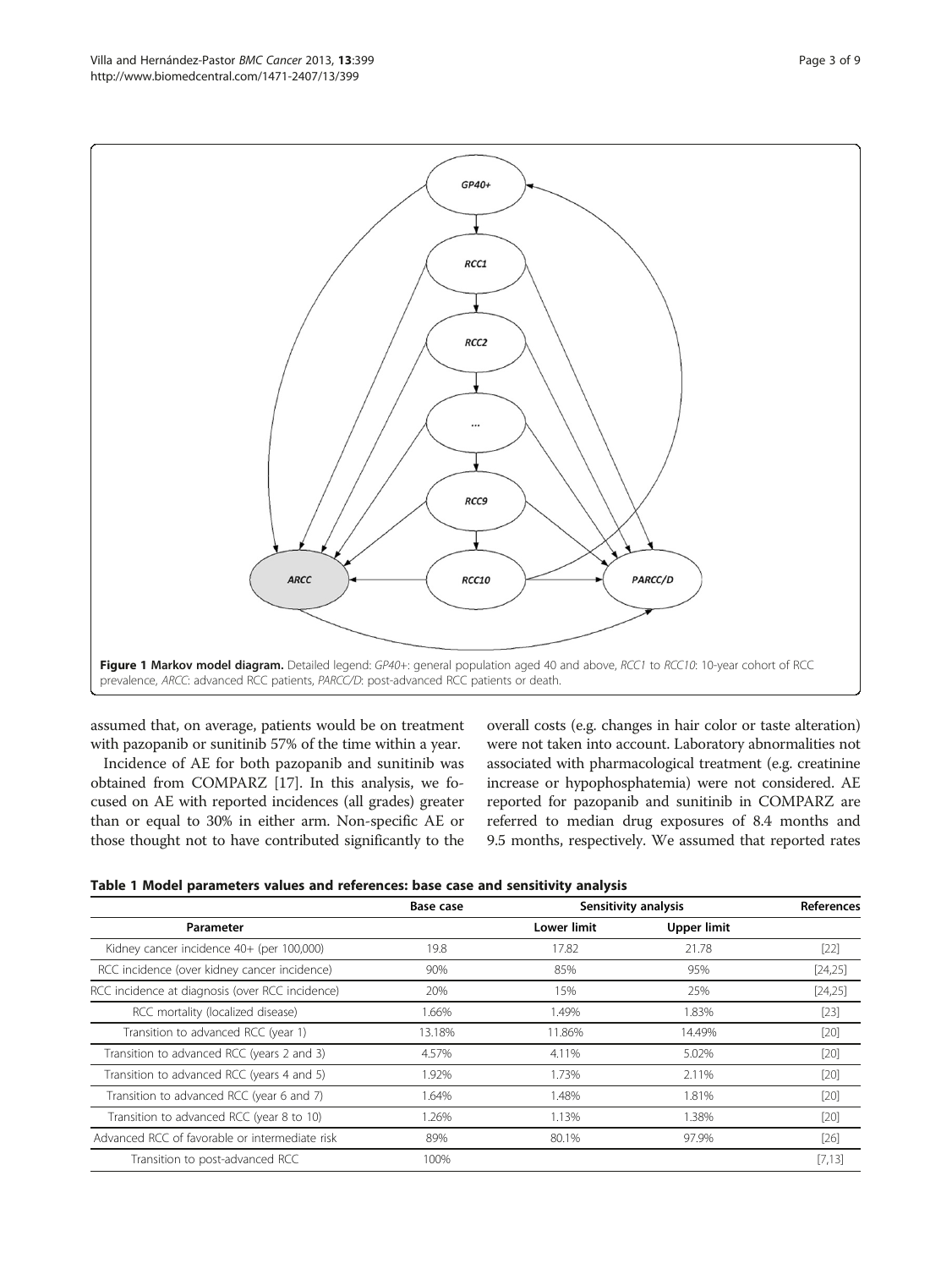**Figure 1 Markov model diagram.** Detailed legend: *GP40+*: general population aged 40 and above, *RCC1* to *RCC10*: 10-year cohort of RCC prevalence, *ARCC*: advanced RCC patients, *PARCC/D*: post-advanced RCC patients or death.

assumed that, on average, patients would be on treatment with pazopanib or sunitinib 57% of the time within a year.

Incidence of AE for both pazopanib and sunitinib was obtained from COMPARZ [17]. In this analysis, we focused on AE with reported incidences (all grades) greater than or equal to 30% in either arm. Non-specific AE or those thought not to have contributed significantly to the overall costs (e.g. changes in hair color or taste alteration) were not taken into account. Laboratory abnormalities not associated with pharmacological treatment (e.g. creatinine increase or hypophosphatemia) were not considered. AE reported for pazopanib and sunitinib in COMPARZ are referred to median drug exposures of 8.4 months and 9.5 months, respectively. We assumed that reported rates

**Table 1 Model parameters values and references: base case and sensitivity analysis**

| | Base case | Sensitivity analysis | | References |
|---|---|---|---|---|
| Parameter | | Lower limit | Upper limit | |
| Kidney cancer incidence 40+ (per 100,000) | 19.8 | 17.82 | 21.78 | [22] |
| RCC incidence (over kidney cancer incidence) | 90% | 85% | 95% | [24,25] |
| RCC incidence at diagnosis (over RCC incidence) | 20% | 15% | 25% | [24,25] |
| RCC mortality (localized disease) | 1.66% | 1.49% | 1.83% | [23] |
| Transition to advanced RCC (year 1) | 13.18% | 11.86% | 14.49% | [20] |
| Transition to advanced RCC (years 2 and 3) | 4.57% | 4.11% | 5.02% | [20] |
| Transition to advanced RCC (years 4 and 5) | 1.92% | 1.73% | 2.11% | [20] |
| Transition to advanced RCC (year 6 and 7) | 1.64% | 1.48% | 1.81% | [20] |
| Transition to advanced RCC (year 8 to 10) | 1.26% | 1.13% | 1.38% | [20] |
| Advanced RCC of favorable or intermediate risk | 89% | 80.1% | 97.9% | [26] |
| Transition to post-advanced RCC | 100% | | | [7,13] |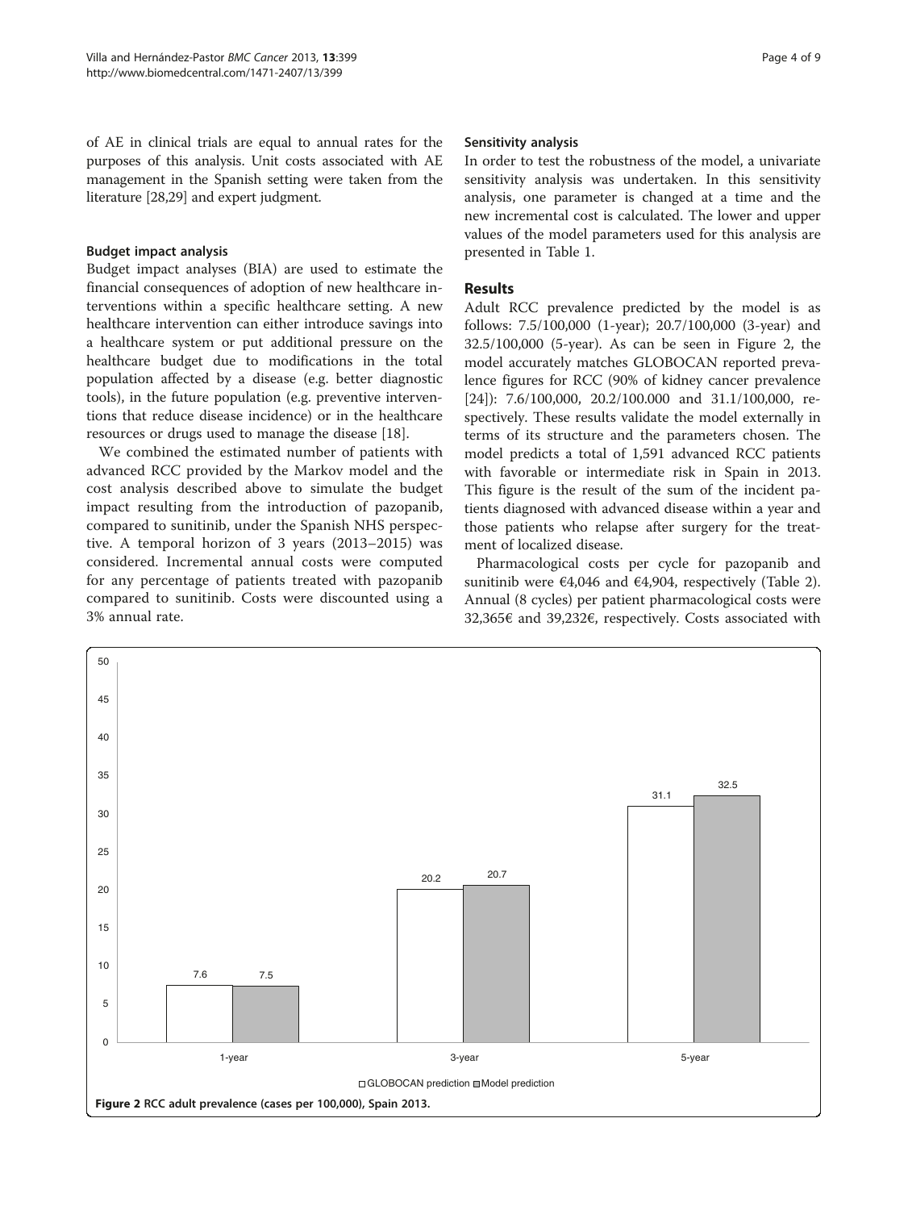of AE in clinical trials are equal to annual rates for the purposes of this analysis. Unit costs associated with AE management in the Spanish setting were taken from the literature [28,29] and expert judgment.

### Budget impact analysis

Budget impact analyses (BIA) are used to estimate the financial consequences of adoption of new healthcare interventions within a specific healthcare setting. A new healthcare intervention can either introduce savings into a healthcare system or put additional pressure on the healthcare budget due to modifications in the total population affected by a disease (e.g. better diagnostic tools), in the future population (e.g. preventive interventions that reduce disease incidence) or in the healthcare resources or drugs used to manage the disease [18].

We combined the estimated number of patients with advanced RCC provided by the Markov model and the cost analysis described above to simulate the budget impact resulting from the introduction of pazopanib, compared to sunitinib, under the Spanish NHS perspective. A temporal horizon of 3 years (2013–2015) was considered. Incremental annual costs were computed for any percentage of patients treated with pazopanib compared to sunitinib. Costs were discounted using a 3% annual rate.

### Sensitivity analysis

In order to test the robustness of the model, a univariate sensitivity analysis was undertaken. In this sensitivity analysis, one parameter is changed at a time and the new incremental cost is calculated. The lower and upper values of the model parameters used for this analysis are presented in Table 1.

## Results

Adult RCC prevalence predicted by the model is as follows: 7.5/100,000 (1-year); 20.7/100,000 (3-year) and 32.5/100,000 (5-year). As can be seen in Figure 2, the model accurately matches GLOBOCAN reported prevalence figures for RCC (90% of kidney cancer prevalence [24]): 7.6/100,000, 20.2/100.000 and 31.1/100,000, respectively. These results validate the model externally in terms of its structure and the parameters chosen. The model predicts a total of 1,591 advanced RCC patients with favorable or intermediate risk in Spain in 2013. This figure is the result of the sum of the incident patients diagnosed with advanced disease within a year and those patients who relapse after surgery for the treatment of localized disease.

Pharmacological costs per cycle for pazopanib and sunitinib were €4,046 and €4,904, respectively (Table 2). Annual (8 cycles) per patient pharmacological costs were 32,365€ and 39,232€, respectively. Costs associated with

| | GLOBOCAN prediction | Model prediction |
|---|---|---|
| 1-year | 7.6 | 7.5 |
| 3-year | 20.2 | 20.7 |
| 5-year | 31.1 | 32.5 |

**Figure 2** RCC adult prevalence (cases per 100,000), Spain 2013.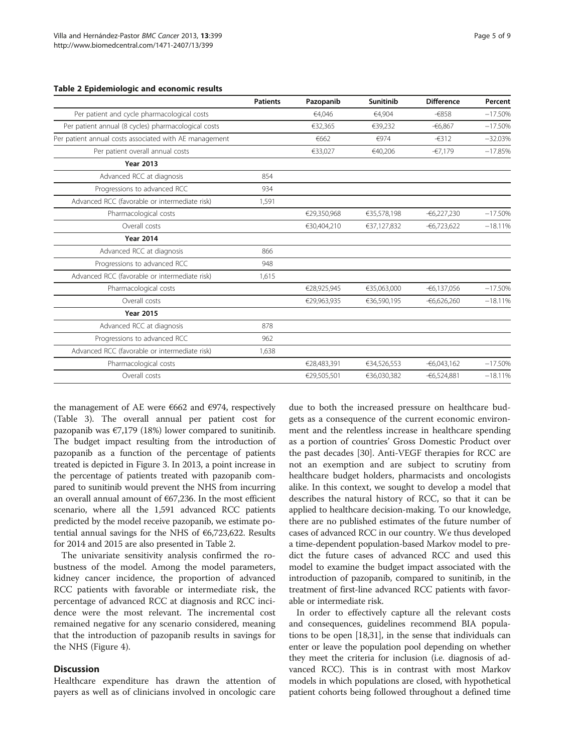**Table 2 Epidemiologic and economic results**

| | Patients | Pazopanib | Sunitinib | Difference | Percent |
|---|---|---|---|---|---|
| Per patient and cycle pharmacological costs | | €4,046 | €4,904 | -€858 | −17.50% |
| Per patient annual (8 cycles) pharmacological costs | | €32,365 | €39,232 | -€6,867 | −17.50% |
| Per patient annual costs associated with AE management | | €662 | €974 | -€312 | −32.03% |
| Per patient overall annual costs | | €33,027 | €40,206 | -€7,179 | −17.85% |
| **Year 2013** | | | | | |
| Advanced RCC at diagnosis | 854 | | | | |
| Progressions to advanced RCC | 934 | | | | |
| Advanced RCC (favorable or intermediate risk) | 1,591 | | | | |
| Pharmacological costs | | €29,350,968 | €35,578,198 | -€6,227,230 | −17.50% |
| Overall costs | | €30,404,210 | €37,127,832 | -€6,723,622 | −18.11% |
| **Year 2014** | | | | | |
| Advanced RCC at diagnosis | 866 | | | | |
| Progressions to advanced RCC | 948 | | | | |
| Advanced RCC (favorable or intermediate risk) | 1,615 | | | | |
| Pharmacological costs | | €28,925,945 | €35,063,000 | -€6,137,056 | −17.50% |
| Overall costs | | €29,963,935 | €36,590,195 | -€6,626,260 | −18.11% |
| **Year 2015** | | | | | |
| Advanced RCC at diagnosis | 878 | | | | |
| Progressions to advanced RCC | 962 | | | | |
| Advanced RCC (favorable or intermediate risk) | 1,638 | | | | |
| Pharmacological costs | | €28,483,391 | €34,526,553 | -€6,043,162 | −17.50% |
| Overall costs | | €29,505,501 | €36,030,382 | -€6,524,881 | −18.11% |

the management of AE were €662 and €974, respectively (Table 3). The overall annual per patient cost for pazopanib was €7,179 (18%) lower compared to sunitinib. The budget impact resulting from the introduction of pazopanib as a function of the percentage of patients treated is depicted in Figure 3. In 2013, a point increase in the percentage of patients treated with pazopanib compared to sunitinib would prevent the NHS from incurring an overall annual amount of €67,236. In the most efficient scenario, where all the 1,591 advanced RCC patients predicted by the model receive pazopanib, we estimate potential annual savings for the NHS of €6,723,622. Results for 2014 and 2015 are also presented in Table 2.

The univariate sensitivity analysis confirmed the robustness of the model. Among the model parameters, kidney cancer incidence, the proportion of advanced RCC patients with favorable or intermediate risk, the percentage of advanced RCC at diagnosis and RCC incidence were the most relevant. The incremental cost remained negative for any scenario considered, meaning that the introduction of pazopanib results in savings for the NHS (Figure 4).

## Discussion

Healthcare expenditure has drawn the attention of payers as well as of clinicians involved in oncologic care due to both the increased pressure on healthcare budgets as a consequence of the current economic environment and the relentless increase in healthcare spending as a portion of countries' Gross Domestic Product over the past decades [30]. Anti-VEGF therapies for RCC are not an exemption and are subject to scrutiny from healthcare budget holders, pharmacists and oncologists alike. In this context, we sought to develop a model that describes the natural history of RCC, so that it can be applied to healthcare decision-making. To our knowledge, there are no published estimates of the future number of cases of advanced RCC in our country. We thus developed a time-dependent population-based Markov model to predict the future cases of advanced RCC and used this model to examine the budget impact associated with the introduction of pazopanib, compared to sunitinib, in the treatment of first-line advanced RCC patients with favorable or intermediate risk.

In order to effectively capture all the relevant costs and consequences, guidelines recommend BIA populations to be open [18,31], in the sense that individuals can enter or leave the population pool depending on whether they meet the criteria for inclusion (i.e. diagnosis of advanced RCC). This is in contrast with most Markov models in which populations are closed, with hypothetical patient cohorts being followed throughout a defined time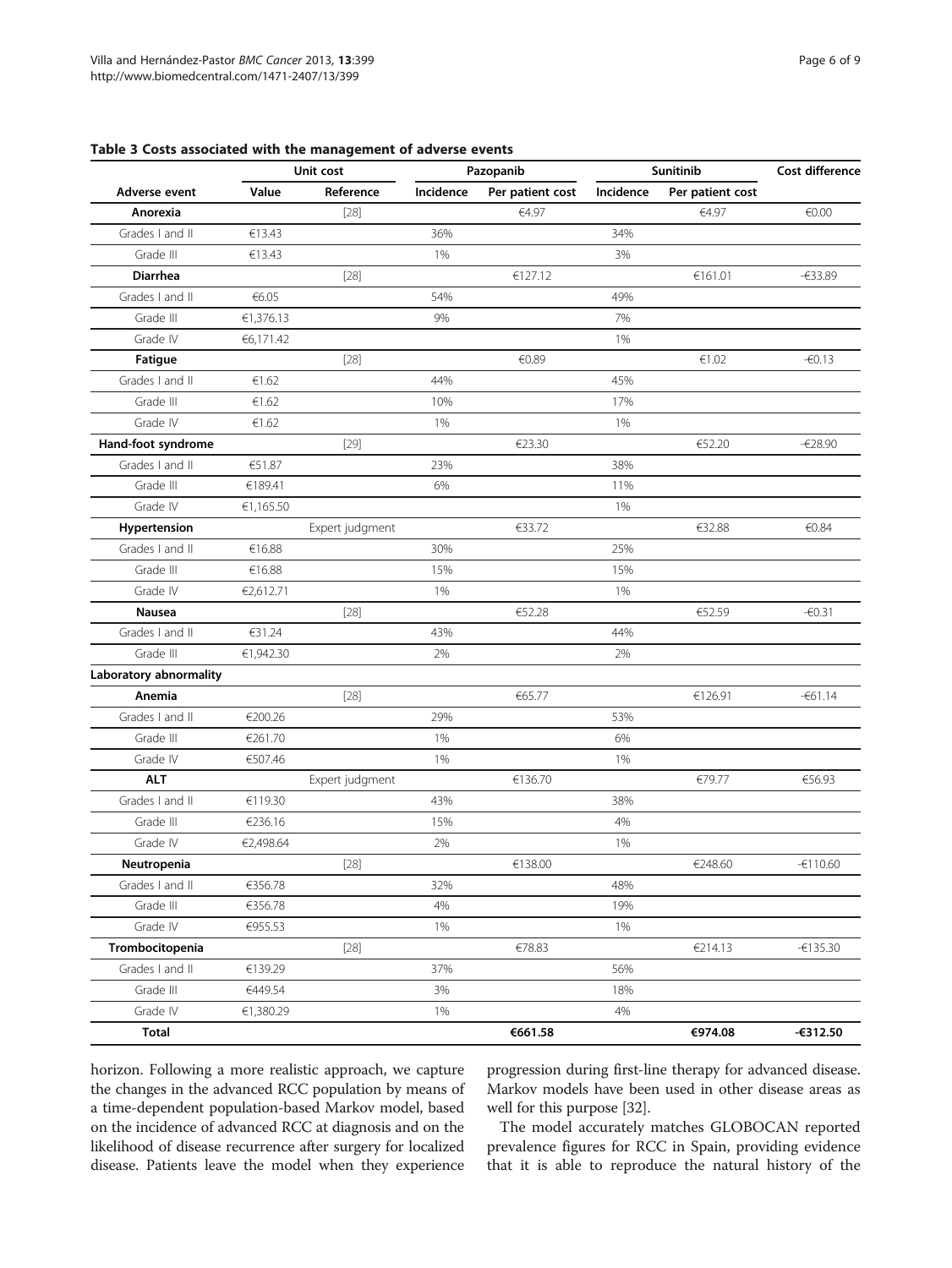**Table 3 Costs associated with the management of adverse events**

| | Unit cost | | Pazopanib | | Sunitinib | | Cost difference |
|---|---|---|---|---|---|---|---|
| **Adverse event** | **Value** | **Reference** | **Incidence** | **Per patient cost** | **Incidence** | **Per patient cost** | |
| **Anorexia** | | [28] | | €4.97 | | €4.97 | €0.00 |
| Grades I and II | €13.43 | | 36% | | 34% | | |
| Grade III | €13.43 | | 1% | | 3% | | |
| **Diarrhea** | | [28] | | €127.12 | | €161.01 | -€33.89 |
| Grades I and II | €6.05 | | 54% | | 49% | | |
| Grade III | €1,376.13 | | 9% | | 7% | | |
| Grade IV | €6,171.42 | | | | 1% | | |
| **Fatigue** | | [28] | | €0.89 | | €1.02 | -€0.13 |
| Grades I and II | €1.62 | | 44% | | 45% | | |
| Grade III | €1.62 | | 10% | | 17% | | |
| Grade IV | €1.62 | | 1% | | 1% | | |
| **Hand-foot syndrome** | | [29] | | €23.30 | | €52.20 | -€28.90 |
| Grades I and II | €51.87 | | 23% | | 38% | | |
| Grade III | €189.41 | | 6% | | 11% | | |
| Grade IV | €1,165.50 | | | | 1% | | |
| **Hypertension** | | Expert judgment | | €33.72 | | €32.88 | €0.84 |
| Grades I and II | €16.88 | | 30% | | 25% | | |
| Grade III | €16.88 | | 15% | | 15% | | |
| Grade IV | €2,612.71 | | 1% | | 1% | | |
| **Nausea** | | [28] | | €52.28 | | €52.59 | -€0.31 |
| Grades I and II | €31.24 | | 43% | | 44% | | |
| Grade III | €1,942.30 | | 2% | | 2% | | |
| **Laboratory abnormality** | | | | | | | |
| **Anemia** | | [28] | | €65.77 | | €126.91 | -€61.14 |
| Grades I and II | €200.26 | | 29% | | 53% | | |
| Grade III | €261.70 | | 1% | | 6% | | |
| Grade IV | €507.46 | | 1% | | 1% | | |
| **ALT** | | Expert judgment | | €136.70 | | €79.77 | €56.93 |
| Grades I and II | €119.30 | | 43% | | 38% | | |
| Grade III | €236.16 | | 15% | | 4% | | |
| Grade IV | €2,498.64 | | 2% | | 1% | | |
| **Neutropenia** | | [28] | | €138.00 | | €248.60 | -€110.60 |
| Grades I and II | €356.78 | | 32% | | 48% | | |
| Grade III | €356.78 | | 4% | | 19% | | |
| Grade IV | €955.53 | | 1% | | 1% | | |
| **Trombocitopenia** | | [28] | | €78.83 | | €214.13 | -€135.30 |
| Grades I and II | €139.29 | | 37% | | 56% | | |
| Grade III | €449.54 | | 3% | | 18% | | |
| Grade IV | €1,380.29 | | 1% | | 4% | | |
| **Total** | | | | **€661.58** | | **€974.08** | **-€312.50** |

horizon. Following a more realistic approach, we capture the changes in the advanced RCC population by means of a time-dependent population-based Markov model, based on the incidence of advanced RCC at diagnosis and on the likelihood of disease recurrence after surgery for localized disease. Patients leave the model when they experience progression during first-line therapy for advanced disease. Markov models have been used in other disease areas as well for this purpose [32].

The model accurately matches GLOBOCAN reported prevalence figures for RCC in Spain, providing evidence that it is able to reproduce the natural history of the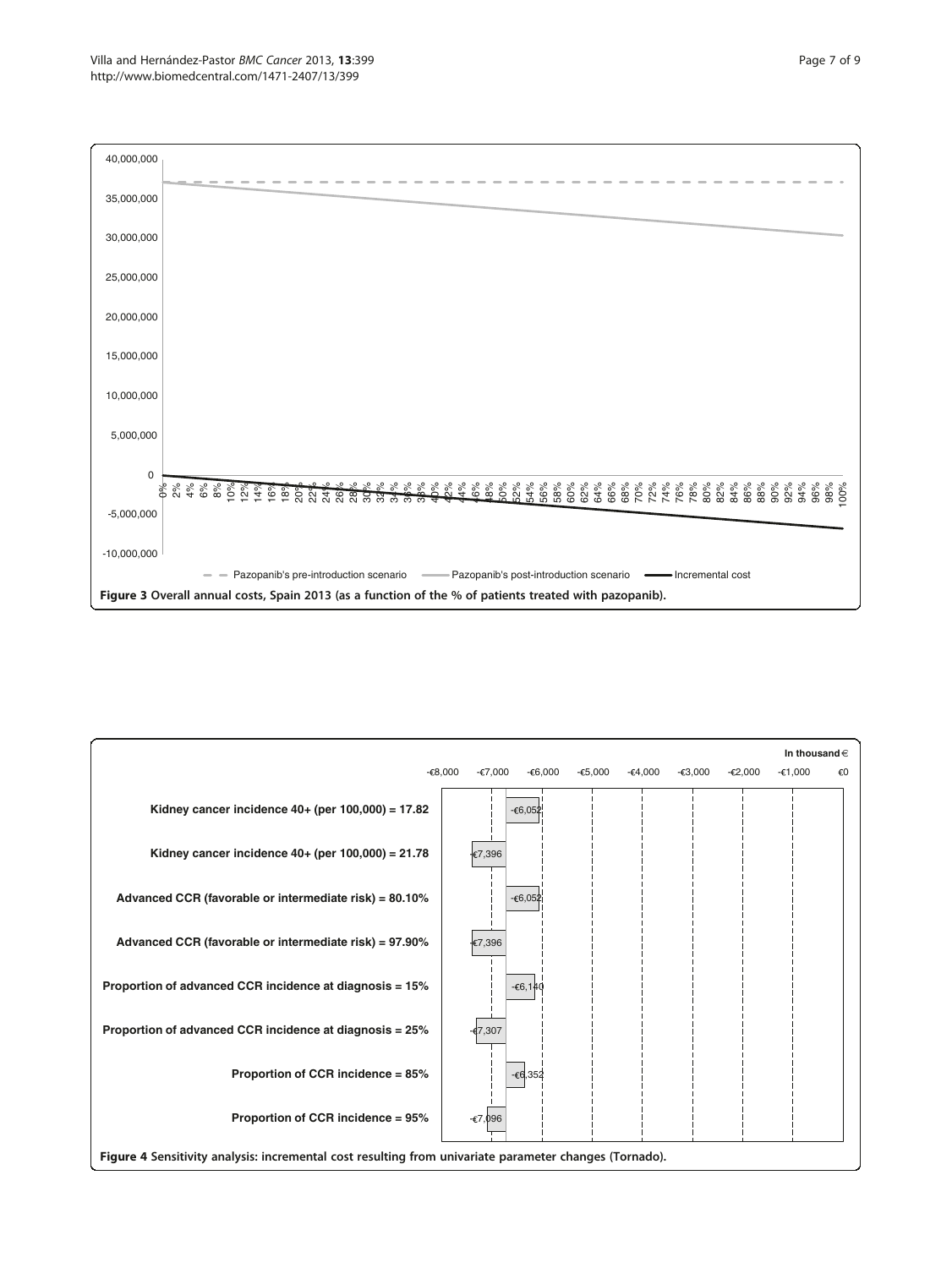**Figure 3 Overall annual costs, Spain 2013 (as a function of the % of patients treated with pazopanib).**

**Figure 4 Sensitivity analysis: incremental cost resulting from univariate parameter changes (Tornado).**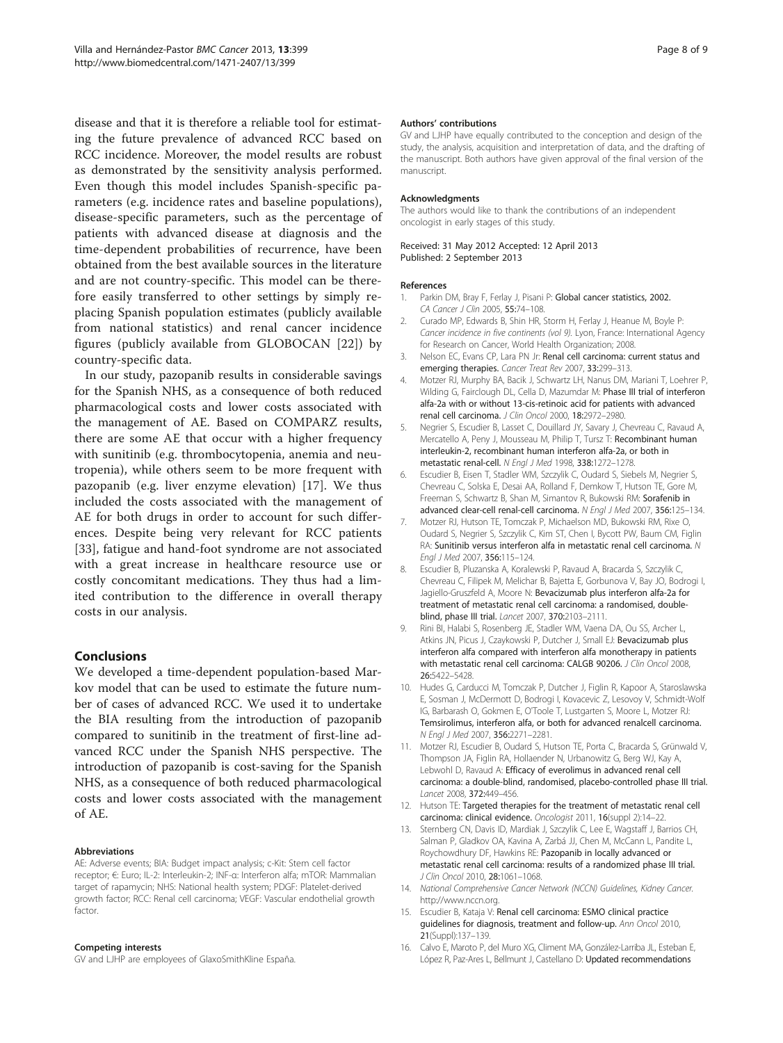disease and that it is therefore a reliable tool for estimating the future prevalence of advanced RCC based on RCC incidence. Moreover, the model results are robust as demonstrated by the sensitivity analysis performed. Even though this model includes Spanish-specific parameters (e.g. incidence rates and baseline populations), disease-specific parameters, such as the percentage of patients with advanced disease at diagnosis and the time-dependent probabilities of recurrence, have been obtained from the best available sources in the literature and are not country-specific. This model can be therefore easily transferred to other settings by simply replacing Spanish population estimates (publicly available from national statistics) and renal cancer incidence figures (publicly available from GLOBOCAN [22]) by country-specific data.

In our study, pazopanib results in considerable savings for the Spanish NHS, as a consequence of both reduced pharmacological costs and lower costs associated with the management of AE. Based on COMPARZ results, there are some AE that occur with a higher frequency with sunitinib (e.g. thrombocytopenia, anemia and neutropenia), while others seem to be more frequent with pazopanib (e.g. liver enzyme elevation) [17]. We thus included the costs associated with the management of AE for both drugs in order to account for such differences. Despite being very relevant for RCC patients [33], fatigue and hand-foot syndrome are not associated with a great increase in healthcare resource use or costly concomitant medications. They thus had a limited contribution to the difference in overall therapy costs in our analysis.

## Conclusions

We developed a time-dependent population-based Markov model that can be used to estimate the future number of cases of advanced RCC. We used it to undertake the BIA resulting from the introduction of pazopanib compared to sunitinib in the treatment of first-line advanced RCC under the Spanish NHS perspective. The introduction of pazopanib is cost-saving for the Spanish NHS, as a consequence of both reduced pharmacological costs and lower costs associated with the management of AE.

#### Abbreviations

AE: Adverse events; BIA: Budget impact analysis; c-Kit: Stem cell factor receptor; €: Euro; IL-2: Interleukin-2; INF-α: Interferon alfa; mTOR: Mammalian target of rapamycin; NHS: National health system; PDGF: Platelet-derived growth factor; RCC: Renal cell carcinoma; VEGF: Vascular endothelial growth factor.

#### Competing interests

GV and LJHP are employees of GlaxoSmithKline España.

#### Authors' contributions

GV and LJHP have equally contributed to the conception and design of the study, the analysis, acquisition and interpretation of data, and the drafting of the manuscript. Both authors have given approval of the final version of the manuscript.

#### Acknowledgments

The authors would like to thank the contributions of an independent oncologist in early stages of this study.

Received: 31 May 2012 Accepted: 12 April 2013
Published: 2 September 2013

#### References

1. Parkin DM, Bray F, Ferlay J, Pisani P: **Global cancer statistics, 2002.** *CA Cancer J Clin* 2005, **55**:74–108.
2. Curado MP, Edwards B, Shin HR, Storm H, Ferlay J, Heanue M, Boyle P: *Cancer incidence in five continents (vol 9)*. Lyon, France: International Agency for Research on Cancer, World Health Organization; 2008.
3. Nelson EC, Evans CP, Lara PN Jr: **Renal cell carcinoma: current status and emerging therapies.** *Cancer Treat Rev* 2007, **33**:299–313.
4. Motzer RJ, Murphy BA, Bacik J, Schwartz LH, Nanus DM, Mariani T, Loehrer P, Wilding G, Fairclough DL, Cella D, Mazumdar M: **Phase III trial of interferon alfa-2a with or without 13-cis-retinoic acid for patients with advanced renal cell carcinoma.** *J Clin Oncol* 2000, **18**:2972–2980.
5. Negrier S, Escudier B, Lasset C, Douillard JY, Savary J, Chevreau C, Ravaud A, Mercatello A, Peny J, Mousseau M, Philip T, Tursz T: **Recombinant human interleukin-2, recombinant human interferon alfa-2a, or both in metastatic renal-cell.** *N Engl J Med* 1998, **338**:1272–1278.
6. Escudier B, Eisen T, Stadler WM, Szczylik C, Oudard S, Siebels M, Negrier S, Chevreau C, Solska E, Desai AA, Rolland F, Demkow T, Hutson TE, Gore M, Freeman S, Schwartz B, Shan M, Simantov R, Bukowski RM: **Sorafenib in advanced clear-cell renal-cell carcinoma.** *N Engl J Med* 2007, **356**:125–134.
7. Motzer RJ, Hutson TE, Tomczak P, Michaelson MD, Bukowski RM, Rixe O, Oudard S, Negrier S, Szczylik C, Kim ST, Chen I, Bycott PW, Baum CM, Figlin RA: **Sunitinib versus interferon alfa in metastatic renal cell carcinoma.** *N Engl J Med* 2007, **356**:115–124.
8. Escudier B, Pluzanska A, Koralewski P, Ravaud A, Bracarda S, Szczylik C, Chevreau C, Filipek M, Melichar B, Bajetta E, Gorbunova V, Bay JO, Bodrogi I, Jagiello-Gruszfeld A, Moore N: **Bevacizumab plus interferon alfa-2a for treatment of metastatic renal cell carcinoma: a randomised, double-blind, phase III trial.** *Lancet* 2007, **370**:2103–2111.
9. Rini BI, Halabi S, Rosenberg JE, Stadler WM, Vaena DA, Ou SS, Archer L, Atkins JN, Picus J, Czaykowski P, Dutcher J, Small EJ: **Bevacizumab plus interferon alfa compared with interferon alfa monotherapy in patients with metastatic renal cell carcinoma: CALGB 90206.** *J Clin Oncol* 2008, **26**:5422–5428.
10. Hudes G, Carducci M, Tomczak P, Dutcher J, Figlin R, Kapoor A, Staroslawska E, Sosman J, McDermott D, Bodrogi I, Kovacevic Z, Lesovoy V, Schmidt-Wolf IG, Barbarash O, Gokmen E, O'Toole T, Lustgarten S, Moore L, Motzer RJ: **Temsirolimus, interferon alfa, or both for advanced renalcell carcinoma.** *N Engl J Med* 2007, **356**:2271–2281.
11. Motzer RJ, Escudier B, Oudard S, Hutson TE, Porta C, Bracarda S, Grünwald V, Thompson JA, Figlin RA, Hollaender N, Urbanowitz G, Berg WJ, Kay A, Lebwohl D, Ravaud A: **Efficacy of everolimus in advanced renal cell carcinoma: a double-blind, randomised, placebo-controlled phase III trial.** *Lancet* 2008, **372**:449–456.
12. Hutson TE: **Targeted therapies for the treatment of metastatic renal cell carcinoma: clinical evidence.** *Oncologist* 2011, **16**(suppl 2):14–22.
13. Sternberg CN, Davis ID, Mardiak J, Szczylik C, Lee E, Wagstaff J, Barrios CH, Salman P, Gladkov OA, Kavina A, Zarbá JJ, Chen M, McCann L, Pandite L, Roychowdhury DF, Hawkins RE: **Pazopanib in locally advanced or metastatic renal cell carcinoma: results of a randomized phase III trial.** *J Clin Oncol* 2010, **28**:1061–1068.
14. *National Comprehensive Cancer Network (NCCN) Guidelines, Kidney Cancer.* http://www.nccn.org.
15. Escudier B, Kataja V: **Renal cell carcinoma: ESMO clinical practice guidelines for diagnosis, treatment and follow-up.** *Ann Oncol* 2010, **21**(Suppl):137–139.
16. Calvo E, Maroto P, del Muro XG, Climent MA, González-Larriba JL, Esteban E, López R, Paz-Ares L, Bellmunt J, Castellano D: **Updated recommendations**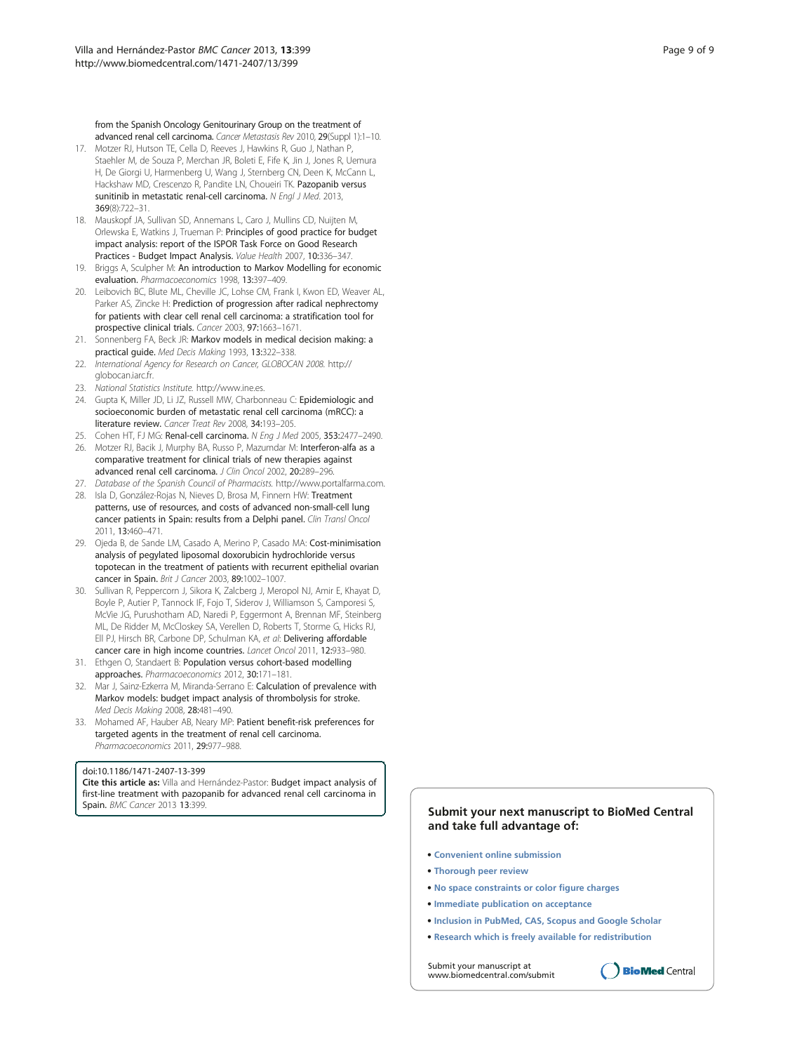from the Spanish Oncology Genitourinary Group on the treatment of advanced renal cell carcinoma. *Cancer Metastasis Rev* 2010, **29**(Suppl 1):1–10.

17. Motzer RJ, Hutson TE, Cella D, Reeves J, Hawkins R, Guo J, Nathan P, Staehler M, de Souza P, Merchan JR, Boleti E, Fife K, Jin J, Jones R, Uemura H, De Giorgi U, Harmenberg U, Wang J, Sternberg CN, Deen K, McCann L, Hackshaw MD, Crescenzo R, Pandite LN, Choueiri TK. **Pazopanib versus sunitinib in metastatic renal-cell carcinoma.** *N Engl J Med*. 2013, **369**(8):722–31.
18. Mauskopf JA, Sullivan SD, Annemans L, Caro J, Mullins CD, Nuijten M, Orlewska E, Watkins J, Trueman P: **Principles of good practice for budget impact analysis: report of the ISPOR Task Force on Good Research Practices - Budget Impact Analysis.** *Value Health* 2007, **10**:336–347.
19. Briggs A, Sculpher M: **An introduction to Markov Modelling for economic evaluation.** *Pharmacoeconomics* 1998, **13**:397–409.
20. Leibovich BC, Blute ML, Cheville JC, Lohse CM, Frank I, Kwon ED, Weaver AL, Parker AS, Zincke H: **Prediction of progression after radical nephrectomy for patients with clear cell renal cell carcinoma: a stratification tool for prospective clinical trials.** *Cancer* 2003, **97**:1663–1671.
21. Sonnenberg FA, Beck JR: **Markov models in medical decision making: a practical guide.** *Med Decis Making* 1993, **13**:322–338.
22. *International Agency for Research on Cancer, GLOBOCAN 2008.* http://globocan.iarc.fr.
23. *National Statistics Institute.* http://www.ine.es.
24. Gupta K, Miller JD, Li JZ, Russell MW, Charbonneau C: **Epidemiologic and socioeconomic burden of metastatic renal cell carcinoma (mRCC): a literature review.** *Cancer Treat Rev* 2008, **34**:193–205.
25. Cohen HT, FJ MG: **Renal-cell carcinoma.** *N Eng J Med* 2005, **353**:2477–2490.
26. Motzer RJ, Bacik J, Murphy BA, Russo P, Mazumdar M: **Interferon-alfa as a comparative treatment for clinical trials of new therapies against advanced renal cell carcinoma.** *J Clin Oncol* 2002, **20**:289–296.
27. *Database of the Spanish Council of Pharmacists.* http://www.portalfarma.com.
28. Isla D, González-Rojas N, Nieves D, Brosa M, Finnern HW: **Treatment patterns, use of resources, and costs of advanced non-small-cell lung cancer patients in Spain: results from a Delphi panel.** *Clin Transl Oncol* 2011, **13**:460–471.
29. Ojeda B, de Sande LM, Casado A, Merino P, Casado MA: **Cost-minimisation analysis of pegylated liposomal doxorubicin hydrochloride versus topotecan in the treatment of patients with recurrent epithelial ovarian cancer in Spain.** *Brit J Cancer* 2003, **89**:1002–1007.
30. Sullivan R, Peppercorn J, Sikora K, Zalcberg J, Meropol NJ, Amir E, Khayat D, Boyle P, Autier P, Tannock IF, Fojo T, Siderov J, Williamson S, Camporesi S, McVie JG, Purushotham AD, Naredi P, Eggermont A, Brennan MF, Steinberg ML, De Ridder M, McCloskey SA, Verellen D, Roberts T, Storme G, Hicks RJ, Ell PJ, Hirsch BR, Carbone DP, Schulman KA, *et al*: **Delivering affordable cancer care in high income countries.** *Lancet Oncol* 2011, **12**:933–980.
31. Ethgen O, Standaert B: **Population versus cohort-based modelling approaches.** *Pharmacoeconomics* 2012, **30**:171–181.
32. Mar J, Sainz-Ezkerra M, Miranda-Serrano E: **Calculation of prevalence with Markov models: budget impact analysis of thrombolysis for stroke.** *Med Decis Making* 2008, **28**:481–490.
33. Mohamed AF, Hauber AB, Neary MP: **Patient benefit-risk preferences for targeted agents in the treatment of renal cell carcinoma.** *Pharmacoeconomics* 2011, **29**:977–988.

doi:10.1186/1471-2407-13-399

**Cite this article as:** Villa and Hernández-Pastor: Budget impact analysis of first-line treatment with pazopanib for advanced renal cell carcinoma in Spain. *BMC Cancer* 2013 **13**:399.

**Submit your next manuscript to BioMed Central and take full advantage of:**

- **Convenient online submission**
- **Thorough peer review**
- **No space constraints or color figure charges**
- **Immediate publication on acceptance**
- **Inclusion in PubMed, CAS, Scopus and Google Scholar**
- **Research which is freely available for redistribution**

Submit your manuscript at www.biomedcentral.com/submit

BioMed Central